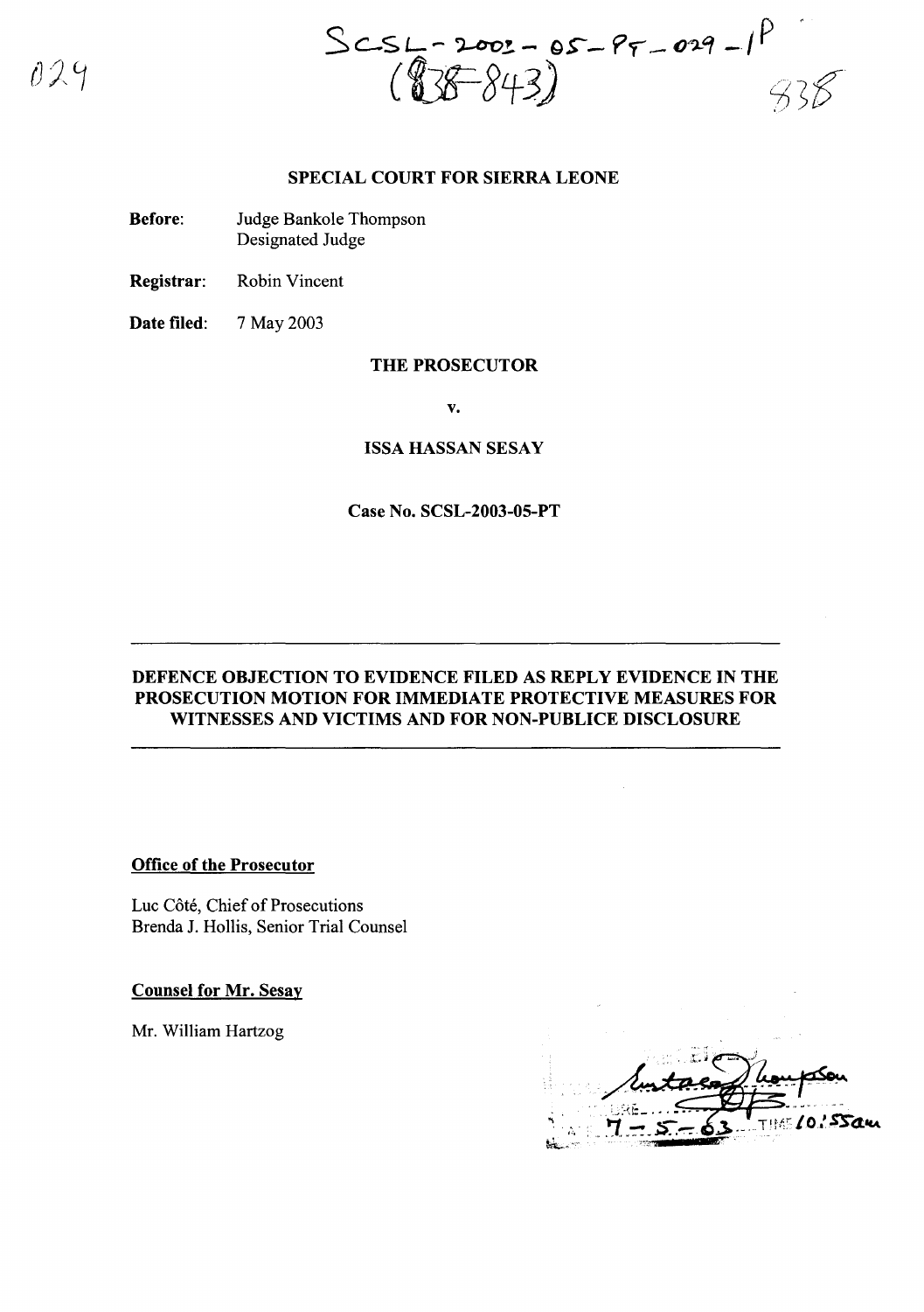SCSL-2003-05-PT-029-1P
(838-843)

# SPECIAL COURT FOR SIERRA LEONE

**Before:** Judge Bankole Thompson
Designated Judge

**Registrar:** Robin Vincent

**Date filed:** 7 May 2003

## THE PROSECUTOR

**v.**

## ISSA HASSAN SESAY

**Case No. SCSL-2003-05-PT**

---

## DEFENCE OBJECTION TO EVIDENCE FILED AS REPLY EVIDENCE IN THE PROSECUTION MOTION FOR IMMEDIATE PROTECTIVE MEASURES FOR WITNESSES AND VICTIMS AND FOR NON-PUBLICE DISCLOSURE

---

**Office of the Prosecutor**

Luc Côté, Chief of Prosecutions
Brenda J. Hollis, Senior Trial Counsel

**Counsel for Mr. Sesay**

Mr. William Hartzog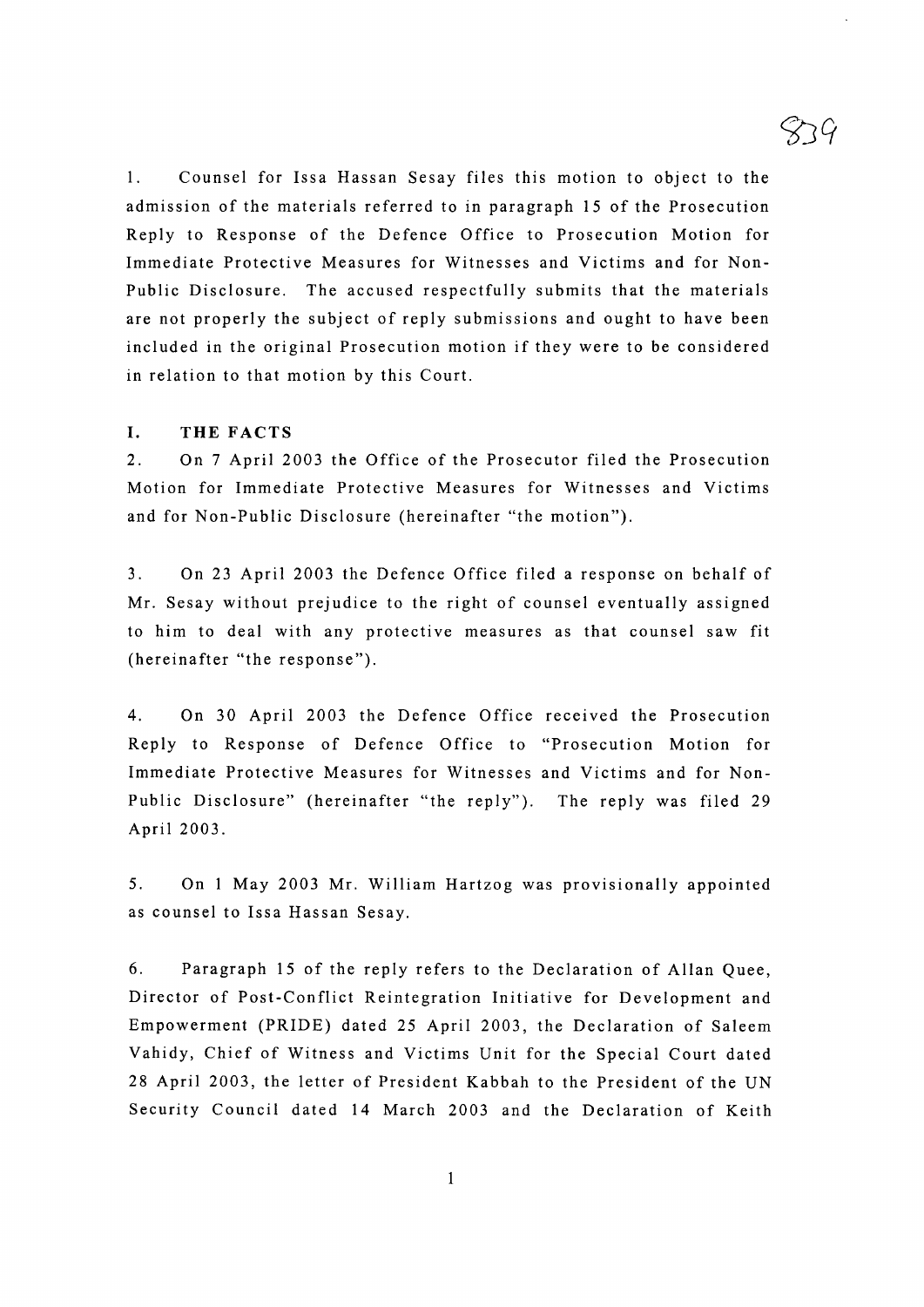1. Counsel for Issa Hassan Sesay files this motion to object to the admission of the materials referred to in paragraph 15 of the Prosecution Reply to Response of the Defence Office to Prosecution Motion for Immediate Protective Measures for Witnesses and Victims and for Non-Public Disclosure. The accused respectfully submits that the materials are not properly the subject of reply submissions and ought to have been included in the original Prosecution motion if they were to be considered in relation to that motion by this Court.

## I. THE FACTS

2. On 7 April 2003 the Office of the Prosecutor filed the Prosecution Motion for Immediate Protective Measures for Witnesses and Victims and for Non-Public Disclosure (hereinafter "the motion").

3. On 23 April 2003 the Defence Office filed a response on behalf of Mr. Sesay without prejudice to the right of counsel eventually assigned to him to deal with any protective measures as that counsel saw fit (hereinafter "the response").

4. On 30 April 2003 the Defence Office received the Prosecution Reply to Response of Defence Office to "Prosecution Motion for Immediate Protective Measures for Witnesses and Victims and for Non-Public Disclosure" (hereinafter "the reply"). The reply was filed 29 April 2003.

5. On 1 May 2003 Mr. William Hartzog was provisionally appointed as counsel to Issa Hassan Sesay.

6. Paragraph 15 of the reply refers to the Declaration of Allan Quee, Director of Post-Conflict Reintegration Initiative for Development and Empowerment (PRIDE) dated 25 April 2003, the Declaration of Saleem Vahidy, Chief of Witness and Victims Unit for the Special Court dated 28 April 2003, the letter of President Kabbah to the President of the UN Security Council dated 14 March 2003 and the Declaration of Keith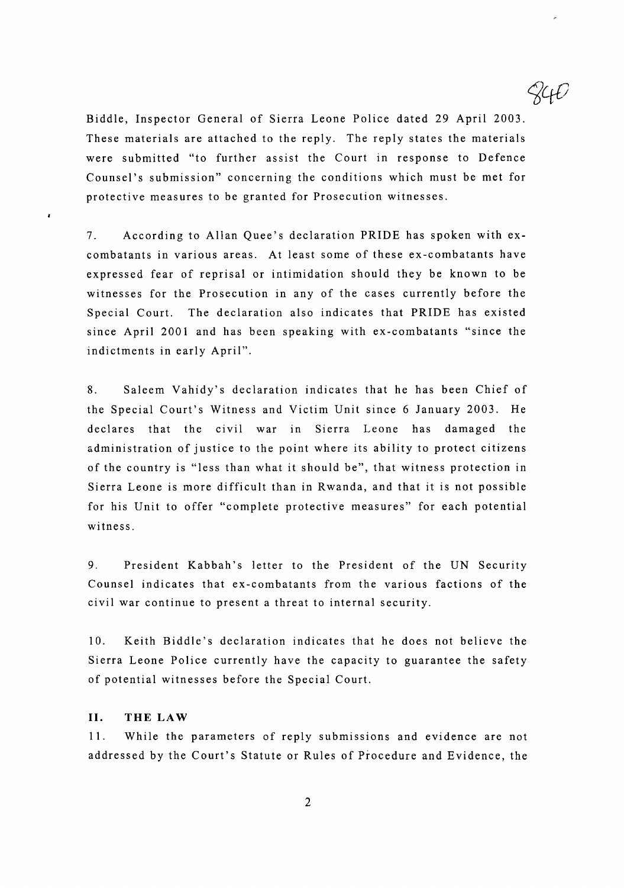Biddle, Inspector General of Sierra Leone Police dated 29 April 2003. These materials are attached to the reply. The reply states the materials were submitted "to further assist the Court in response to Defence Counsel's submission" concerning the conditions which must be met for protective measures to be granted for Prosecution witnesses.

7. According to Allan Quee's declaration PRIDE has spoken with ex-combatants in various areas. At least some of these ex-combatants have expressed fear of reprisal or intimidation should they be known to be witnesses for the Prosecution in any of the cases currently before the Special Court. The declaration also indicates that PRIDE has existed since April 2001 and has been speaking with ex-combatants "since the indictments in early April".

8. Saleem Vahidy's declaration indicates that he has been Chief of the Special Court's Witness and Victim Unit since 6 January 2003. He declares that the civil war in Sierra Leone has damaged the administration of justice to the point where its ability to protect citizens of the country is "less than what it should be", that witness protection in Sierra Leone is more difficult than in Rwanda, and that it is not possible for his Unit to offer "complete protective measures" for each potential witness.

9. President Kabbah's letter to the President of the UN Security Counsel indicates that ex-combatants from the various factions of the civil war continue to present a threat to internal security.

10. Keith Biddle's declaration indicates that he does not believe the Sierra Leone Police currently have the capacity to guarantee the safety of potential witnesses before the Special Court.

## II. THE LAW

11. While the parameters of reply submissions and evidence are not addressed by the Court's Statute or Rules of Procedure and Evidence, the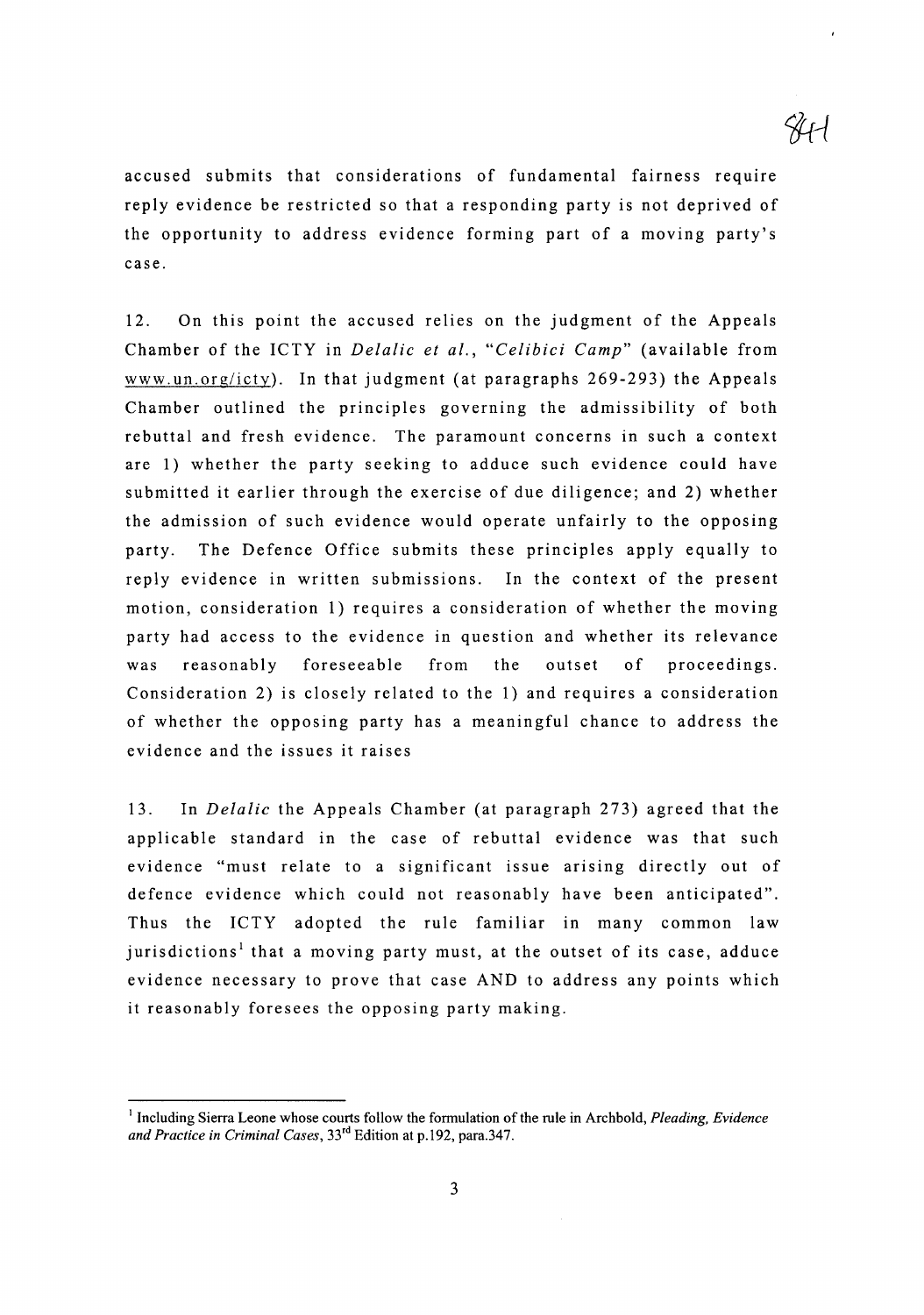accused submits that considerations of fundamental fairness require reply evidence be restricted so that a responding party is not deprived of the opportunity to address evidence forming part of a moving party's case.

12. On this point the accused relies on the judgment of the Appeals Chamber of the ICTY in *Delalic et al.*, "*Celibici Camp*" (available from www.un.org/icty). In that judgment (at paragraphs 269-293) the Appeals Chamber outlined the principles governing the admissibility of both rebuttal and fresh evidence. The paramount concerns in such a context are 1) whether the party seeking to adduce such evidence could have submitted it earlier through the exercise of due diligence; and 2) whether the admission of such evidence would operate unfairly to the opposing party. The Defence Office submits these principles apply equally to reply evidence in written submissions. In the context of the present motion, consideration 1) requires a consideration of whether the moving party had access to the evidence in question and whether its relevance was reasonably foreseeable from the outset of proceedings. Consideration 2) is closely related to the 1) and requires a consideration of whether the opposing party has a meaningful chance to address the evidence and the issues it raises

13. In *Delalic* the Appeals Chamber (at paragraph 273) agreed that the applicable standard in the case of rebuttal evidence was that such evidence "must relate to a significant issue arising directly out of defence evidence which could not reasonably have been anticipated". Thus the ICTY adopted the rule familiar in many common law jurisdictions[1] that a moving party must, at the outset of its case, adduce evidence necessary to prove that case AND to address any points which it reasonably foresees the opposing party making.

---

[1] Including Sierra Leone whose courts follow the formulation of the rule in Archbold, *Pleading, Evidence and Practice in Criminal Cases*, 33rd Edition at p.192, para.347.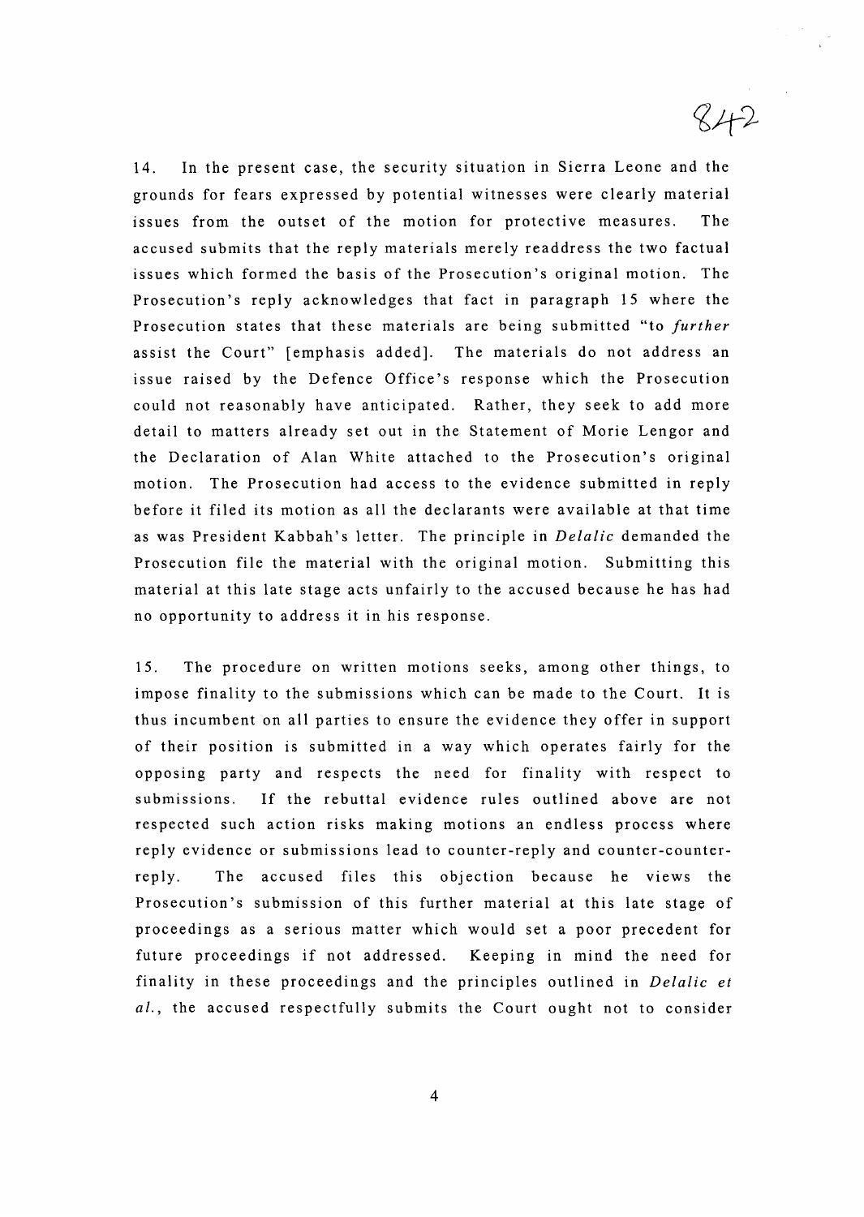14. In the present case, the security situation in Sierra Leone and the grounds for fears expressed by potential witnesses were clearly material issues from the outset of the motion for protective measures. The accused submits that the reply materials merely readdress the two factual issues which formed the basis of the Prosecution's original motion. The Prosecution's reply acknowledges that fact in paragraph 15 where the Prosecution states that these materials are being submitted "to *further* assist the Court" [emphasis added]. The materials do not address an issue raised by the Defence Office's response which the Prosecution could not reasonably have anticipated. Rather, they seek to add more detail to matters already set out in the Statement of Morie Lengor and the Declaration of Alan White attached to the Prosecution's original motion. The Prosecution had access to the evidence submitted in reply before it filed its motion as all the declarants were available at that time as was President Kabbah's letter. The principle in *Delalic* demanded the Prosecution file the material with the original motion. Submitting this material at this late stage acts unfairly to the accused because he has had no opportunity to address it in his response.

15. The procedure on written motions seeks, among other things, to impose finality to the submissions which can be made to the Court. It is thus incumbent on all parties to ensure the evidence they offer in support of their position is submitted in a way which operates fairly for the opposing party and respects the need for finality with respect to submissions. If the rebuttal evidence rules outlined above are not respected such action risks making motions an endless process where reply evidence or submissions lead to counter-reply and counter-counter-reply. The accused files this objection because he views the Prosecution's submission of this further material at this late stage of proceedings as a serious matter which would set a poor precedent for future proceedings if not addressed. Keeping in mind the need for finality in these proceedings and the principles outlined in *Delalic et al.*, the accused respectfully submits the Court ought not to consider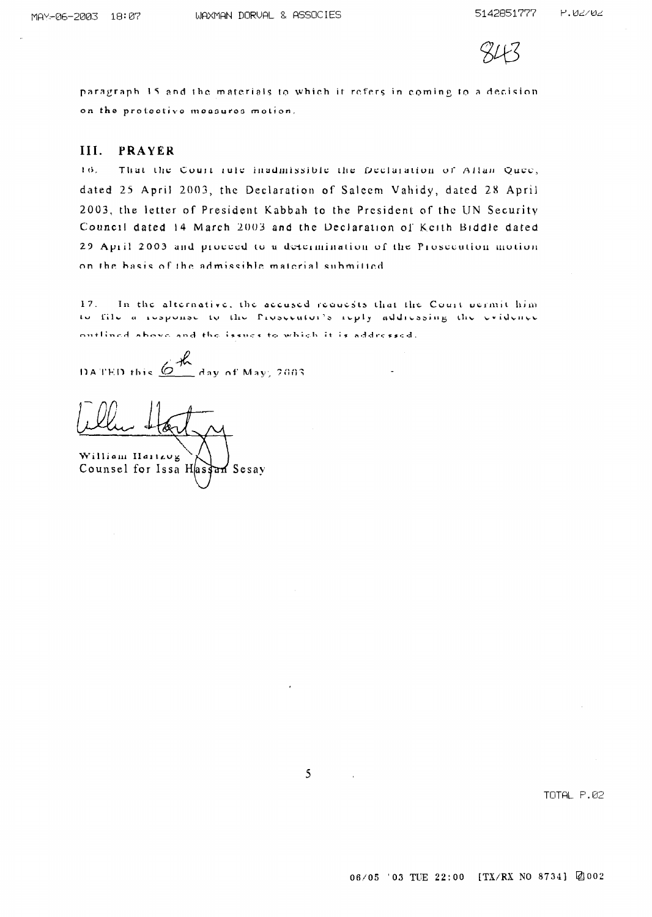paragraph 15 and the materials to which it refers in coming to a decision on the protective measures motion.

## III. PRAYER

16. That the Court rule inadmissible the Declaration of Allan Quee, dated 25 April 2003, the Declaration of Saleem Vahidy, dated 28 April 2003, the letter of President Kabbah to the President of the UN Security Council dated 14 March 2003 and the Declaration of Keith Biddle dated 29 April 2003 and proceed to a determination of the Prosecution motion on the basis of the admissible material submitted.

17. In the alternative, the accused requests that the Court permit him to file a response to the Prosecutor's reply addressing the evidence outlined above and the issues to which it is addressed.

DATED this 6th day of May, 2003

William Hartzog
Counsel for Issa Hassan Sesay